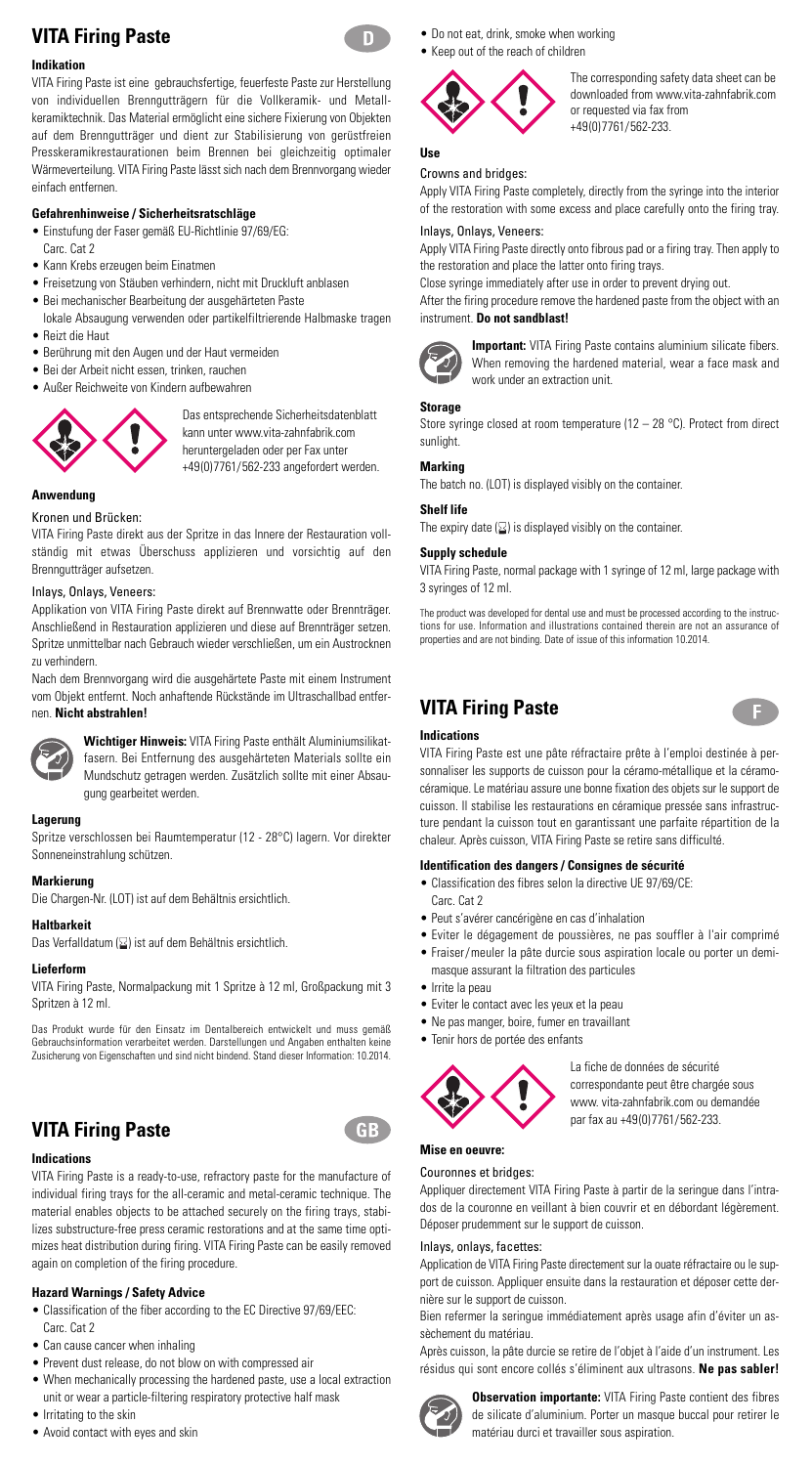# VITA Firing Paste

D

### Indikation

VITA Firing Paste ist eine gebrauchsfertige, feuerfeste Paste zur Herstellung von individuellen Brenngutträgern für die Vollkeramik- und Metallkeramiktechnik. Das Material ermöglicht eine sichere Fixierung von Objekten auf dem Brenngutträger und dient zur Stabilisierung von gerüstfreien Presskeramikrestaurationen beim Brennen bei gleichzeitig optimaler Wärmeverteilung. VITA Firing Paste lässt sich nach dem Brennvorgang wieder einfach entfernen.

### Gefahrenhinweise / Sicherheitsratschläge

- Einstufung der Faser gemäß EU-Richtlinie 97/69/EG: Carc. Cat 2
- Kann Krebs erzeugen beim Einatmen
- Freisetzung von Stäuben verhindern, nicht mit Druckluft anblasen
- Bei mechanischer Bearbeitung der ausgehärteten Paste lokale Absaugung verwenden oder partikelfiltrierende Halbmaske tragen
- Reizt die Haut
- Berührung mit den Augen und der Haut vermeiden
- Bei der Arbeit nicht essen, trinken, rauchen
- Außer Reichweite von Kindern aufbewahren

Das entsprechende Sicherheitsdatenblatt kann unter www.vita-zahnfabrik.com heruntergeladen oder per Fax unter +49(0)7761/562-233 angefordert werden.

### Anwendung

Kronen und Brücken:

VITA Firing Paste direkt aus der Spritze in das Innere der Restauration vollständig mit etwas Überschuss applizieren und vorsichtig auf den Brenngutträger aufsetzen.

Inlays, Onlays, Veneers:

Applikation von VITA Firing Paste direkt auf Brennwatte oder Brennträger. Anschließend in Restauration applizieren und diese auf Brennträger setzen. Spritze unmittelbar nach Gebrauch wieder verschließen, um ein Austrocknen zu verhindern.

Nach dem Brennvorgang wird die ausgehärtete Paste mit einem Instrument vom Objekt entfernt. Noch anhaftende Rückstände im Ultraschallbad entfernen. **Nicht abstrahlen!**

**Wichtiger Hinweis:** VITA Firing Paste enthält Aluminiumsilikatfasern. Bei Entfernung des ausgehärteten Materials sollte ein Mundschutz getragen werden. Zusätzlich sollte mit einer Absaugung gearbeitet werden.

### Lagerung

Spritze verschlossen bei Raumtemperatur (12 - 28°C) lagern. Vor direkter Sonneneinstrahlung schützen.

### Markierung

Die Chargen-Nr. (LOT) ist auf dem Behältnis ersichtlich.

### Haltbarkeit

Das Verfalldatum (⌛) ist auf dem Behältnis ersichtlich.

### Lieferform

VITA Firing Paste, Normalpackung mit 1 Spritze à 12 ml, Großpackung mit 3 Spritzen à 12 ml.

Das Produkt wurde für den Einsatz im Dentalbereich entwickelt und muss gemäß Gebrauchsinformation verarbeitet werden. Darstellungen und Angaben enthalten keine Zusicherung von Eigenschaften und sind nicht bindend. Stand dieser Information: 10.2014.

# VITA Firing Paste

GB

### Indications

VITA Firing Paste is a ready-to-use, refractory paste for the manufacture of individual firing trays for the all-ceramic and metal-ceramic technique. The material enables objects to be attached securely on the firing trays, stabilizes substructure-free press ceramic restorations and at the same time optimizes heat distribution during firing. VITA Firing Paste can be easily removed again on completion of the firing procedure.

### Hazard Warnings / Safety Advice

- Classification of the fiber according to the EC Directive 97/69/EEC: Carc. Cat 2
- Can cause cancer when inhaling
- Prevent dust release, do not blow on with compressed air
- When mechanically processing the hardened paste, use a local extraction unit or wear a particle-filtering respiratory protective half mask
- Irritating to the skin
- Avoid contact with eyes and skin
- Do not eat, drink, smoke when working
- Keep out of the reach of children

The corresponding safety data sheet can be downloaded from www.vita-zahnfabrik.com or requested via fax from +49(0)7761/562-233.

### Use

Crowns and bridges:

Apply VITA Firing Paste completely, directly from the syringe into the interior of the restoration with some excess and place carefully onto the firing tray.

Inlays, Onlays, Veneers:

Apply VITA Firing Paste directly onto fibrous pad or a firing tray. Then apply to the restoration and place the latter onto firing trays.

Close syringe immediately after use in order to prevent drying out.

After the firing procedure remove the hardened paste from the object with an instrument. **Do not sandblast!**

**Important:** VITA Firing Paste contains aluminium silicate fibers. When removing the hardened material, wear a face mask and work under an extraction unit.

### Storage

Store syringe closed at room temperature (12 – 28 °C). Protect from direct sunlight.

### Marking

The batch no. (LOT) is displayed visibly on the container.

### Shelf life

The expiry date (⌛) is displayed visibly on the container.

### Supply schedule

VITA Firing Paste, normal package with 1 syringe of 12 ml, large package with 3 syringes of 12 ml.

The product was developed for dental use and must be processed according to the instructions for use. Information and illustrations contained therein are not an assurance of properties and are not binding. Date of issue of this information 10.2014.

# VITA Firing Paste

F

### Indications

VITA Firing Paste est une pâte réfractaire prête à l'emploi destinée à personnaliser les supports de cuisson pour le céramo-métallique et la céramo-céramique. Le matériau assure une bonne fixation des objets sur le support de cuisson. Il stabilise les restaurations en céramique pressée sans infrastructure pendant la cuisson tout en garantissant une parfaite répartition de la chaleur. Après cuisson, VITA Firing Paste se retire sans difficulté.

### Identification des dangers / Consignes de sécurité

- Classification des fibres selon la directive UE 97/69/CE: Carc. Cat 2
- Peut s'avérer cancérigène en cas d'inhalation
- Eviter le dégagement de poussières, ne pas souffler à l'air comprimé
- Fraiser/meuler la pâte durcie sous aspiration locale ou porter un demi-masque assurant la filtration des particules
- Irrite la peau
- Eviter le contact avec les yeux et la peau
- Ne pas manger, boire, fumer en travaillant
- Tenir hors de portée des enfants

La fiche de données de sécurité correspondante peut être chargée sous www. vita-zahnfabrik.com ou demandée par fax au +49(0)7761/562-233.

### Mise en oeuvre:

Couronnes et bridges:

Appliquer directement VITA Firing Paste à partir de la seringue dans l´intrados de la couronne en veillant à bien couvrir et en débordant légèrement. Déposer prudemment sur le support de cuisson.

Inlays, onlays, facettes:

Application de VITA Firing Paste directement sur la ouate réfractaire ou le support de cuisson. Appliquer ensuite dans la restauration et déposer cette dernière sur le support de cuisson.

Bien refermer la seringue immédiatement après usage afin d'éviter un assèchement du matériau.

Après cuisson, la pâte durcie se retire de l'objet à l'aide d'un instrument. Les résidus qui sont encore collés s'éliminent aux ultrasons. **Ne pas sabler!**

**Observation importante:** VITA Firing Paste contient des fibres de silicate d'aluminium. Porter un masque buccal pour retirer le matériau durci et travailler sous aspiration.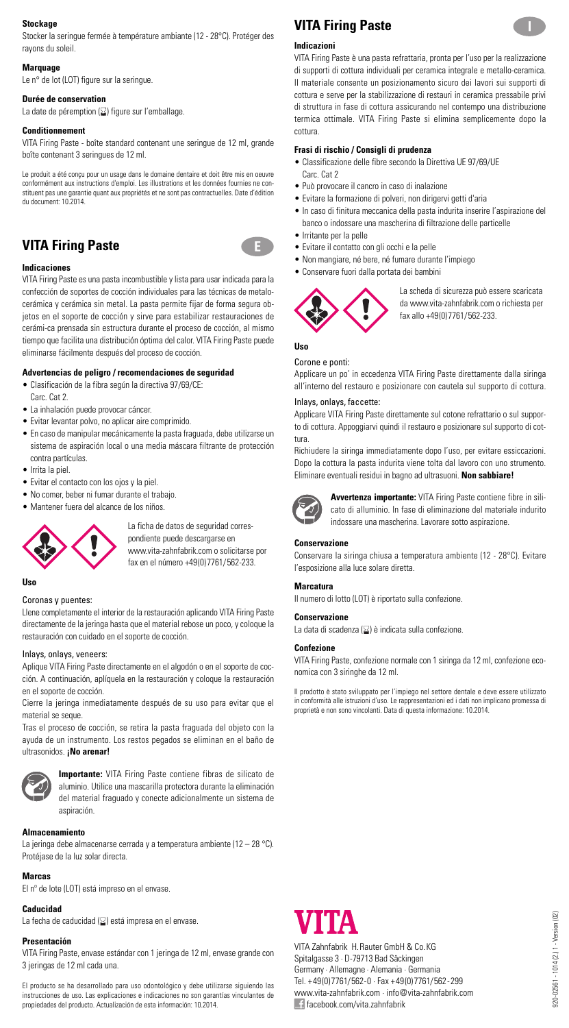**Stockage**

Stocker la seringue fermée à température ambiante (12 - 28°C). Protéger des rayons du soleil.

**Marquage**

Le n° de lot (LOT) figure sur la seringue.

**Durée de conservation**

La date de péremption (⌛) figure sur l'emballage.

**Conditionnement**

VITA Firing Paste - boîte standard contenant une seringue de 12 ml, grande boîte contenant 3 seringues de 12 ml.

Le produit a été conçu pour un usage dans le domaine dentaire et doit être mis en oeuvre conformément aux instructions d'emploi. Les illustrations et les données fournies ne constituent pas une garantie quant aux propriétés et ne sont pas contractuelles. Date d'édition du document: 10.2014.

## VITA Firing Paste

E

**Indicaciones**

VITA Firing Paste es una pasta incombustible y lista para usar indicada para la confección de soportes de cocción individuales para las técnicas de metalocerámica y cerámica sin metal. La pasta permite fijar de forma segura objetos en el soporte de cocción y sirve para estabilizar restauraciones de cerámi-ca prensada sin estructura durante el proceso de cocción, al mismo tiempo que facilita una distribución óptima del calor. VITA Firing Paste puede eliminarse fácilmente después del proceso de cocción.

**Advertencias de peligro / recomendaciones de seguridad**

- Clasificación de la fibra según la directiva 97/69/CE: Carc. Cat 2.
- La inhalación puede provocar cáncer.
- Evitar levantar polvo, no aplicar aire comprimido.
- En caso de manipular mecánicamente la pasta fraguada, debe utilizarse un sistema de aspiración local o una media máscara filtrante de protección contra partículas.
- Irrita la piel.
- Evitar el contacto con los ojos y la piel.
- No comer, beber ni fumar durante el trabajo.
- Mantener fuera del alcance de los niños.

La ficha de datos de seguridad correspondiente puede descargarse en www.vita-zahnfabrik.com o solicitarse por fax en el número +49(0)7761/562-233.

**Uso**

Coronas y puentes:

Llene completamente el interior de la restauración aplicando VITA Firing Paste directamente de la jeringa hasta que el material rebose un poco, y coloque la restauración con cuidado en el soporte de cocción.

Inlays, onlays, veneers:

Aplique VITA Firing Paste directamente en el algodón o en el soporte de cocción. A continuación, aplíquela en la restauración y coloque la restauración en el soporte de cocción.

Cierre la jeringa inmediatamente después de su uso para evitar que el material se seque.

Tras el proceso de cocción, se retira la pasta fraguada del objeto con la ayuda de un instrumento. Los restos pegados se eliminan en el baño de ultrasonidos. **¡No arenar!**

**Importante:** VITA Firing Paste contiene fibras de silicato de aluminio. Utilice una mascarilla protectora durante la eliminación del material fraguado y conecte adicionalmente un sistema de aspiración.

**Almacenamiento**

La jeringa debe almacenarse cerrada y a temperatura ambiente (12 – 28 °C). Protéjase de la luz solar directa.

**Marcas**

El n° de lote (LOT) está impreso en el envase.

**Caducidad**

La fecha de caducidad (⌛) está impresa en el envase.

**Presentación**

VITA Firing Paste, envase estándar con 1 jeringa de 12 ml, envase grande con 3 jeringas de 12 ml cada una.

El producto se ha desarrollado para uso odontológico y debe utilizarse siguiendo las instrucciones de uso. Las explicaciones e indicaciones no son garantías vinculantes de propiedades del producto. Actualización de esta información: 10.2014.

## VITA Firing Paste

I

**Indicazioni**

VITA Firing Paste è una pasta refrattaria, pronta per l'uso per la realizzazione di supporti di cottura individuali per ceramica integrale e metallo-ceramica. Il materiale consente un posizionamento sicuro dei lavori sui supporti di cottura e serve per la stabilizzazione di restauri in ceramica pressabile privi di struttura in fase di cottura assicurando nel contempo una distribuzione termica ottimale. VITA Firing Paste si elimina semplicemente dopo la cottura.

**Frasi di rischio / Consigli di prudenza**

- Classificazione delle fibre secondo la Direttiva UE 97/69/UE Carc. Cat 2
- Può provocare il cancro in caso di inalazione
- Evitare la formazione di polveri, non dirigervi getti d'aria
- In caso di finitura meccanica della pasta indurita inserire l'aspirazione del banco o indossare una mascherina di filtrazione delle particelle
- Irritante per la pelle
- Evitare il contatto con gli occhi e la pelle
- Non mangiare, né bere, né fumare durante l'impiego
- Conservare fuori dalla portata dei bambini

La scheda di sicurezza può essere scaricata da www.vita-zahnfabrik.com o richiesta per fax allo +49(0)7761/562-233.

**Uso**

Corone e ponti:

Applicare un po' in eccedenza VITA Firing Paste direttamente dalla siringa all'interno del restauro e posizionare con cautela sul supporto di cottura.

Inlays, onlays, faccette:

Applicare VITA Firing Paste direttamente sul cotone refrattario o sul supporto di cottura. Appoggiarvi quindi il restauro e posizionare sul supporto di cottura.

Richiudere la siringa immediatamente dopo l'uso, per evitare essiccazioni. Dopo la cottura la pasta indurita viene tolta dal lavoro con uno strumento. Eliminare eventuali residui in bagno ad ultrasuoni. **Non sabbiare!**

**Avvertenza importante:** VITA Firing Paste contiene fibre in silicato di alluminio. In fase di eliminazione del materiale indurito indossare una mascherina. Lavorare sotto aspirazione.

**Conservazione**

Conservare la siringa chiusa a temperatura ambiente (12 - 28°C). Evitare l'esposizione alla luce solare diretta.

**Marcatura**

Il numero di lotto (LOT) è riportato sulla confezione.

**Conservazione**

La data di scadenza (⌛) è indicata sulla confezione.

**Confezione**

VITA Firing Paste, confezione normale con 1 siringa da 12 ml, confezione economica con 3 siringhe da 12 ml.

Il prodotto è stato sviluppato per l'impiego nel settore dentale e deve essere utilizzato in conformità alle istruzioni d'uso. Le rappresentazioni ed i dati non implicano promessa di proprietà e non sono vincolanti. Data di questa informazione: 10.2014.

VITA

VITA Zahnfabrik H. Rauter GmbH & Co. KG
Spitalgasse 3 · D-79713 Bad Säckingen
Germany · Allemagne · Alemania · Germania
Tel. +49(0)7761/562-0 · Fax +49(0)7761/562-299
www.vita-zahnfabrik.com · info@vita-zahnfabrik.com
facebook.com/vita.zahnfabrik

920-0256 1 - 1014 (2.) 1 - Version (02)